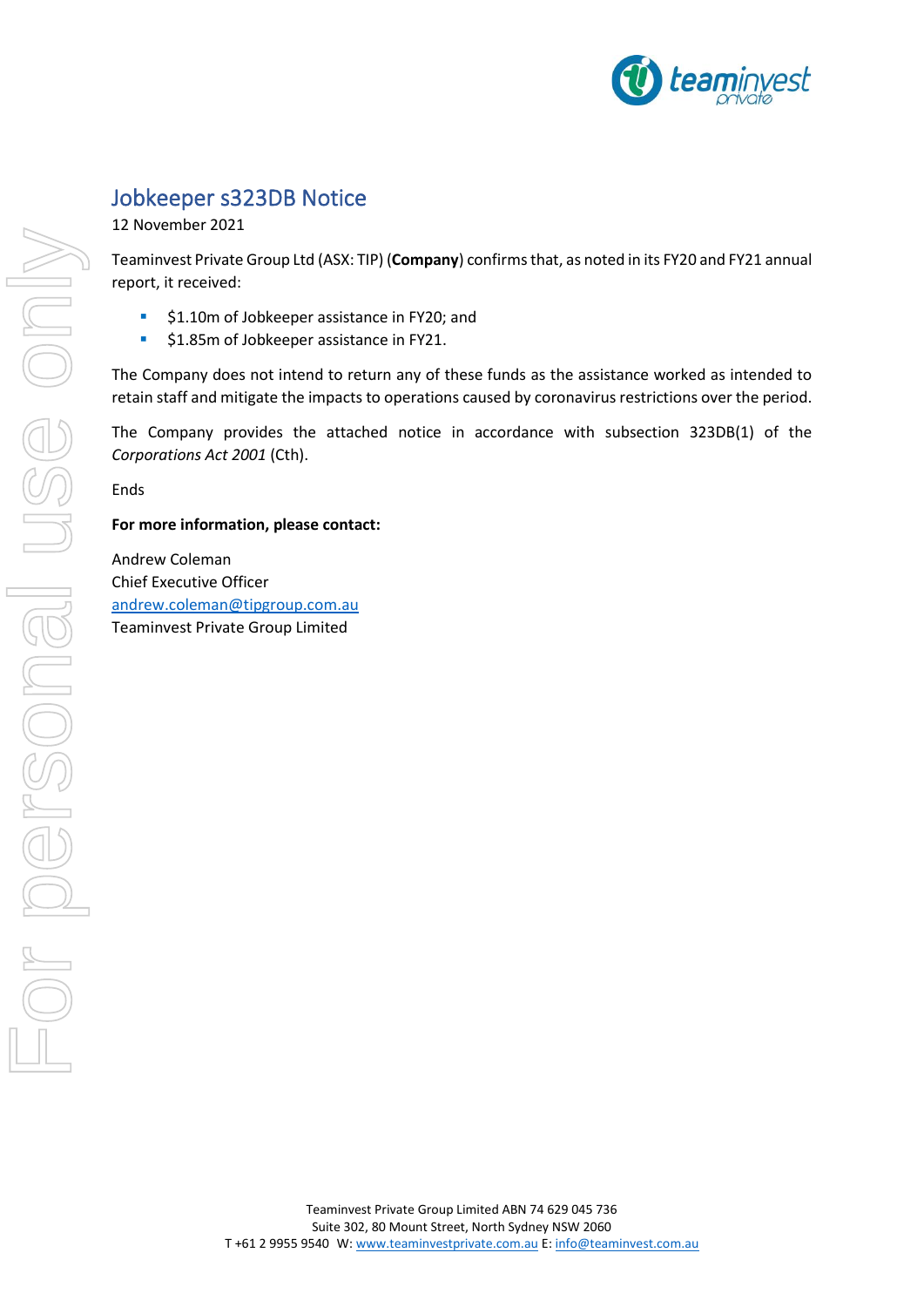# Jobkeeper s323DB Notice

12 November 2021

Teaminvest Private Group Ltd (ASX: TIP) (**Company**) confirms that, as noted in its FY20 and FY21 annual report, it received:

- $1.10m of Jobkeeper assistance in FY20; and
- $1.85m of Jobkeeper assistance in FY21.

The Company does not intend to return any of these funds as the assistance worked as intended to retain staff and mitigate the impacts to operations caused by coronavirus restrictions over the period.

The Company provides the attached notice in accordance with subsection 323DB(1) of the *Corporations Act 2001* (Cth).

Ends

**For more information, please contact:**

Andrew Coleman
Chief Executive Officer
andrew.coleman@tipgroup.com.au
Teaminvest Private Group Limited

Teaminvest Private Group Limited ABN 74 629 045 736
Suite 302, 80 Mount Street, North Sydney NSW 2060
T +61 2 9955 9540 W: www.teaminvestprivate.com.au E: info@teaminvest.com.au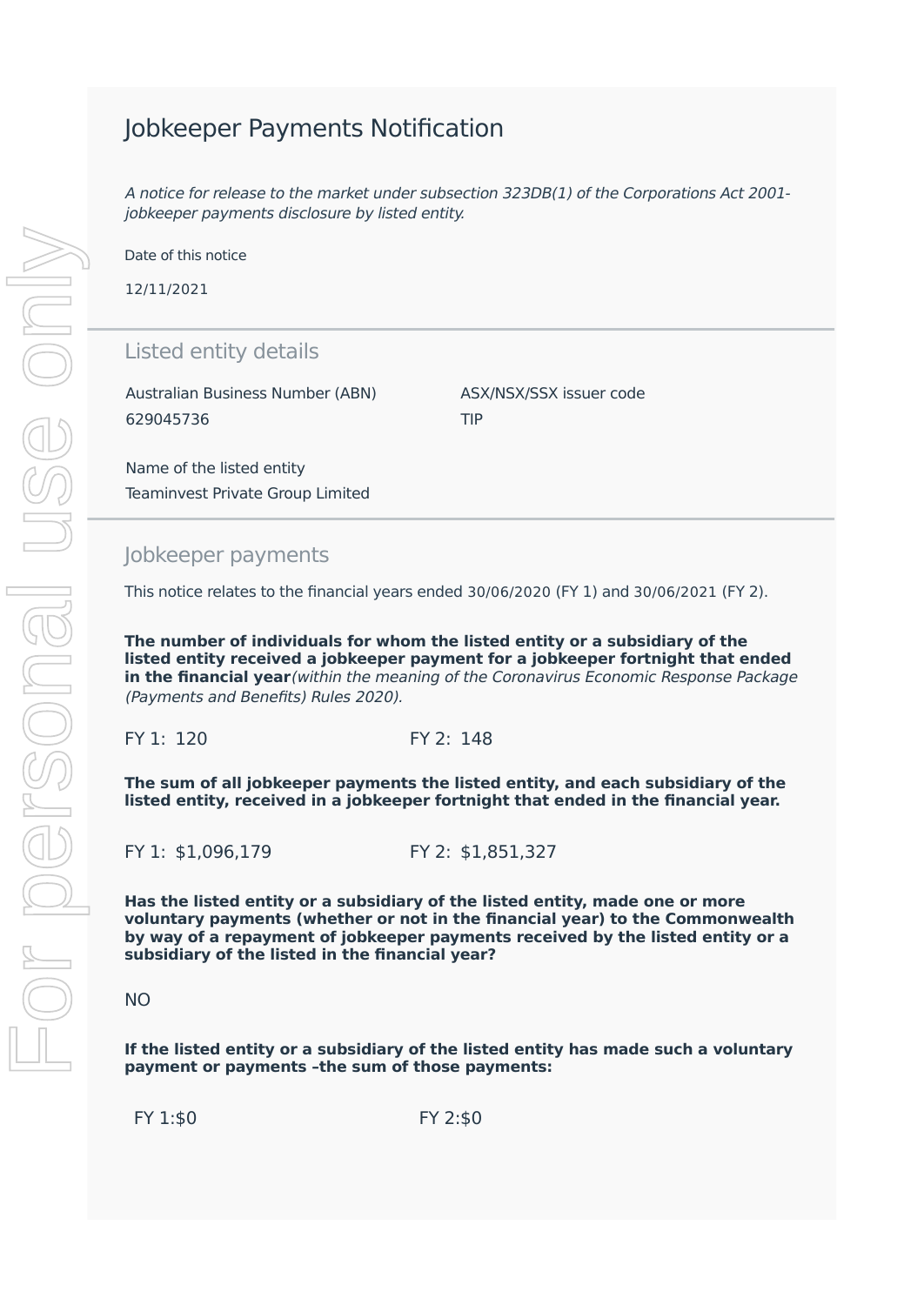# Jobkeeper Payments Notification

*A notice for release to the market under subsection 323DB(1) of the Corporations Act 2001- jobkeeper payments disclosure by listed entity.*

Date of this notice

12/11/2021

## Listed entity details

Australian Business Number (ABN)

629045736

ASX/NSX/SSX issuer code

TIP

Name of the listed entity

Teaminvest Private Group Limited

## Jobkeeper payments

This notice relates to the financial years ended 30/06/2020 (FY 1) and 30/06/2021 (FY 2).

**The number of individuals for whom the listed entity or a subsidiary of the listed entity received a jobkeeper payment for a jobkeeper fortnight that ended in the financial year***(within the meaning of the Coronavirus Economic Response Package (Payments and Benefits) Rules 2020).*

FY 1: 120

FY 2: 148

**The sum of all jobkeeper payments the listed entity, and each subsidiary of the listed entity, received in a jobkeeper fortnight that ended in the financial year.**

FY 1: $1,096,179

FY 2: $1,851,327

**Has the listed entity or a subsidiary of the listed entity, made one or more voluntary payments (whether or not in the financial year) to the Commonwealth by way of a repayment of jobkeeper payments received by the listed entity or a subsidiary of the listed in the financial year?**

NO

**If the listed entity or a subsidiary of the listed entity has made such a voluntary payment or payments –the sum of those payments:**

FY 1:$0

FY 2:$0